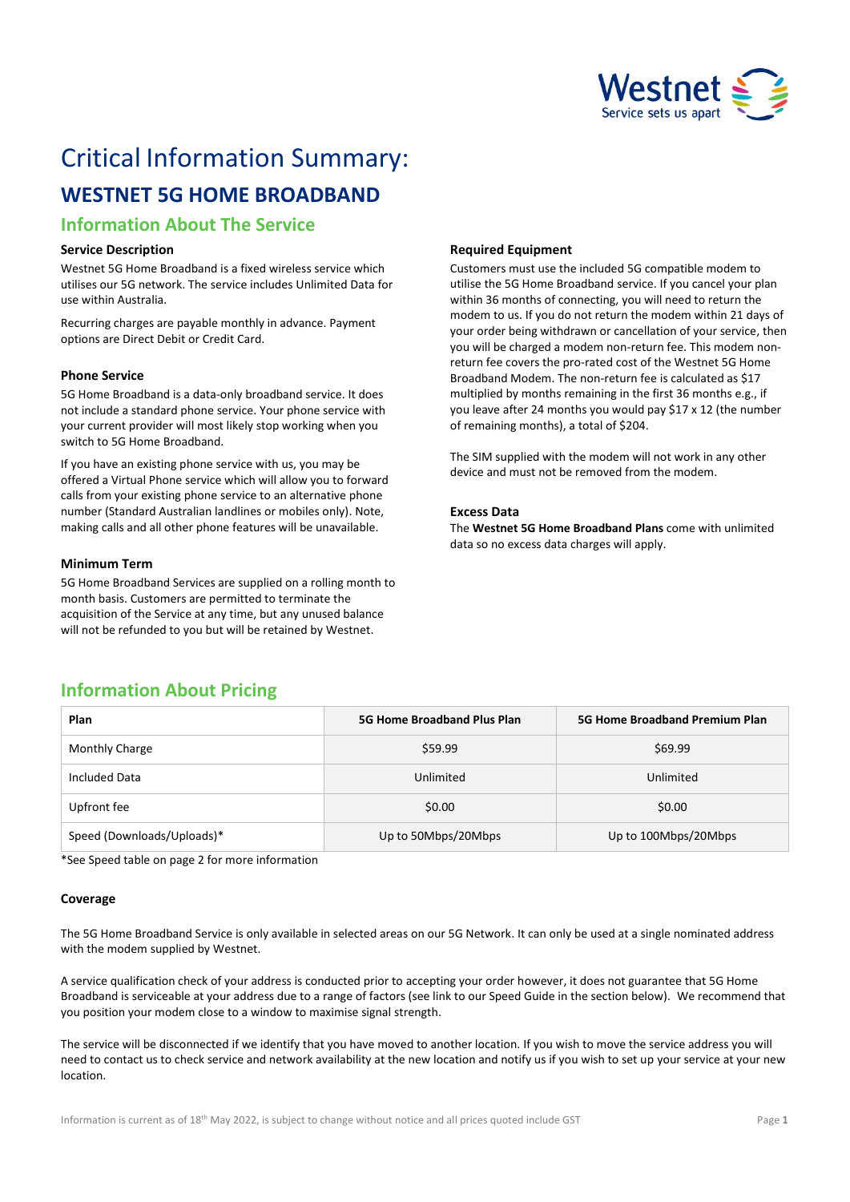# Critical Information Summary:

## WESTNET 5G HOME BROADBAND

### Information About The Service

**Service Description**

Westnet 5G Home Broadband is a fixed wireless service which utilises our 5G network. The service includes Unlimited Data for use within Australia.

Recurring charges are payable monthly in advance. Payment options are Direct Debit or Credit Card.

**Phone Service**

5G Home Broadband is a data-only broadband service. It does not include a standard phone service. Your phone service with your current provider will most likely stop working when you switch to 5G Home Broadband.

If you have an existing phone service with us, you may be offered a Virtual Phone service which will allow you to forward calls from your existing phone service to an alternative phone number (Standard Australian landlines or mobiles only). Note, making calls and all other phone features will be unavailable.

**Minimum Term**

5G Home Broadband Services are supplied on a rolling month to month basis. Customers are permitted to terminate the acquisition of the Service at any time, but any unused balance will not be refunded to you but will be retained by Westnet.

**Required Equipment**

Customers must use the included 5G compatible modem to utilise the 5G Home Broadband service. If you cancel your plan within 36 months of connecting, you will need to return the modem to us. If you do not return the modem within 21 days of your order being withdrawn or cancellation of your service, then you will be charged a modem non-return fee. This modem non-return fee covers the pro-rated cost of the Westnet 5G Home Broadband Modem. The non-return fee is calculated as $17 multiplied by months remaining in the first 36 months e.g., if you leave after 24 months you would pay $17 x 12 (the number of remaining months), a total of $204.

The SIM supplied with the modem will not work in any other device and must not be removed from the modem.

**Excess Data**

The **Westnet 5G Home Broadband Plans** come with unlimited data so no excess data charges will apply.

### Information About Pricing

| Plan | 5G Home Broadband Plus Plan | 5G Home Broadband Premium Plan |
| --- | --- | --- |
| Monthly Charge | $59.99 | $69.99 |
| Included Data | Unlimited | Unlimited |
| Upfront fee | $0.00 | $0.00 |
| Speed (Downloads/Uploads)* | Up to 50Mbps/20Mbps | Up to 100Mbps/20Mbps |

*See Speed table on page 2 for more information

**Coverage**

The 5G Home Broadband Service is only available in selected areas on our 5G Network. It can only be used at a single nominated address with the modem supplied by Westnet.

A service qualification check of your address is conducted prior to accepting your order however, it does not guarantee that 5G Home Broadband is serviceable at your address due to a range of factors (see link to our Speed Guide in the section below). We recommend that you position your modem close to a window to maximise signal strength.

The service will be disconnected if we identify that you have moved to another location. If you wish to move the service address you will need to contact us to check service and network availability at the new location and notify us if you wish to set up your service at your new location.

Information is current as of 18th May 2022, is subject to change without notice and all prices quoted include GST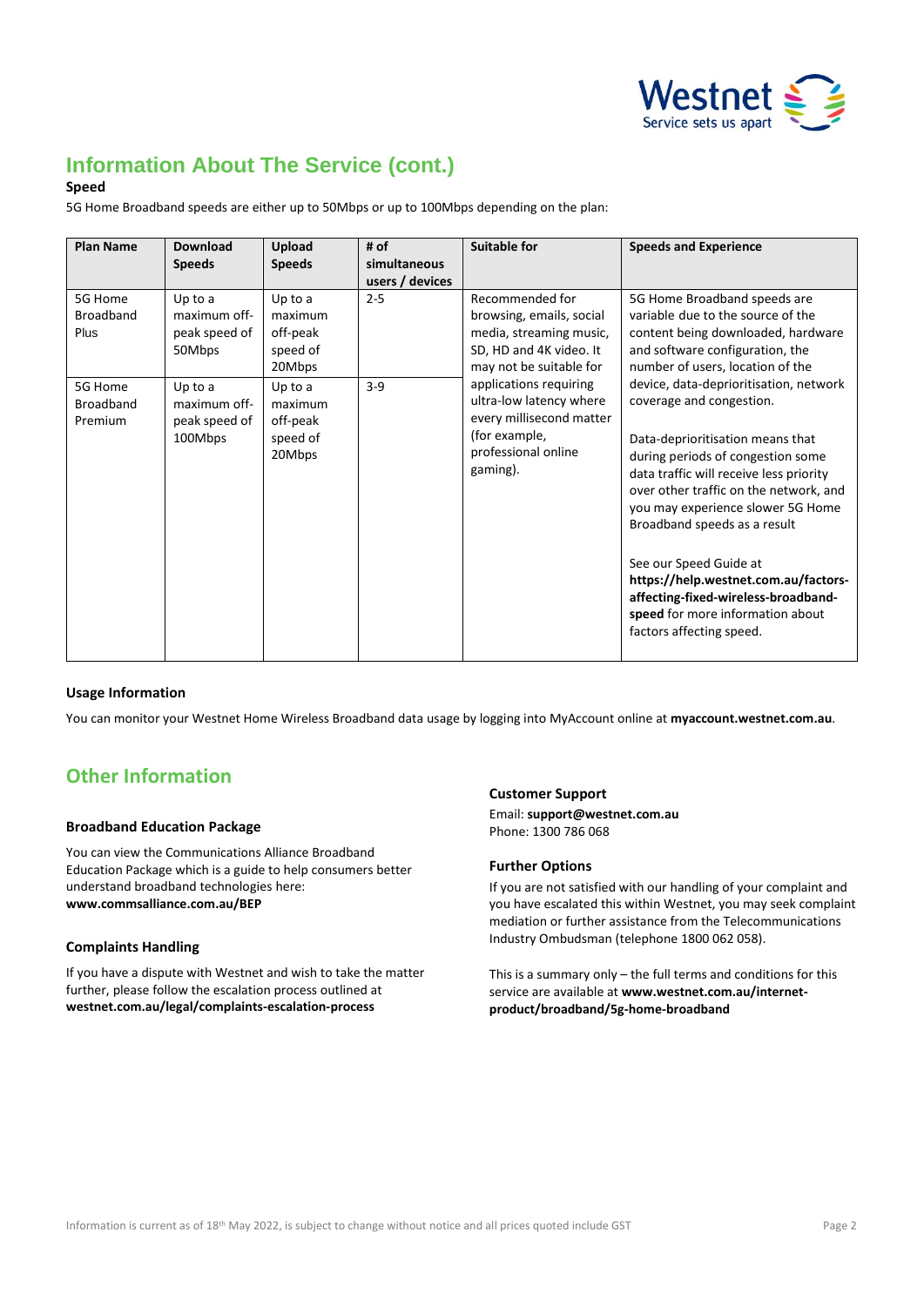## Information About The Service (cont.)

**Speed**

5G Home Broadband speeds are either up to 50Mbps or up to 100Mbps depending on the plan:

| Plan Name | Download Speeds | Upload Speeds | # of simultaneous users / devices | Suitable for | Speeds and Experience |
|---|---|---|---|---|---|
| 5G Home Broadband Plus | Up to a maximum off-peak speed of 50Mbps | Up to a maximum off-peak speed of 20Mbps | 2-5 | Recommended for browsing, emails, social media, streaming music, SD, HD and 4K video. It may not be suitable for applications requiring ultra-low latency where every millisecond matter (for example, professional online gaming). | 5G Home Broadband speeds are variable due to the source of the content being downloaded, hardware and software configuration, the number of users, location of the device, data-deprioritisation, network coverage and congestion.<br><br>Data-deprioritisation means that during periods of congestion some data traffic will receive less priority over other traffic on the network, and you may experience slower 5G Home Broadband speeds as a result<br><br>See our Speed Guide at **https://help.westnet.com.au/factors-affecting-fixed-wireless-broadband-speed** for more information about factors affecting speed. |
| 5G Home Broadband Premium | Up to a maximum off-peak speed of 100Mbps | Up to a maximum off-peak speed of 20Mbps | 3-9 | | |

**Usage Information**

You can monitor your Westnet Home Wireless Broadband data usage by logging into MyAccount online at **myaccount.westnet.com.au**.

## Other Information

**Broadband Education Package**

You can view the Communications Alliance Broadband Education Package which is a guide to help consumers better understand broadband technologies here: **www.commsalliance.com.au/BEP**

**Complaints Handling**

If you have a dispute with Westnet and wish to take the matter further, please follow the escalation process outlined at **westnet.com.au/legal/complaints-escalation-process**

**Customer Support**

Email: **support@westnet.com.au**
Phone: 1300 786 068

**Further Options**

If you are not satisfied with our handling of your complaint and you have escalated this within Westnet, you may seek complaint mediation or further assistance from the Telecommunications Industry Ombudsman (telephone 1800 062 058).

This is a summary only – the full terms and conditions for this service are available at **www.westnet.com.au/internet-product/broadband/5g-home-broadband**

Information is current as of 18th May 2022, is subject to change without notice and all prices quoted include GST